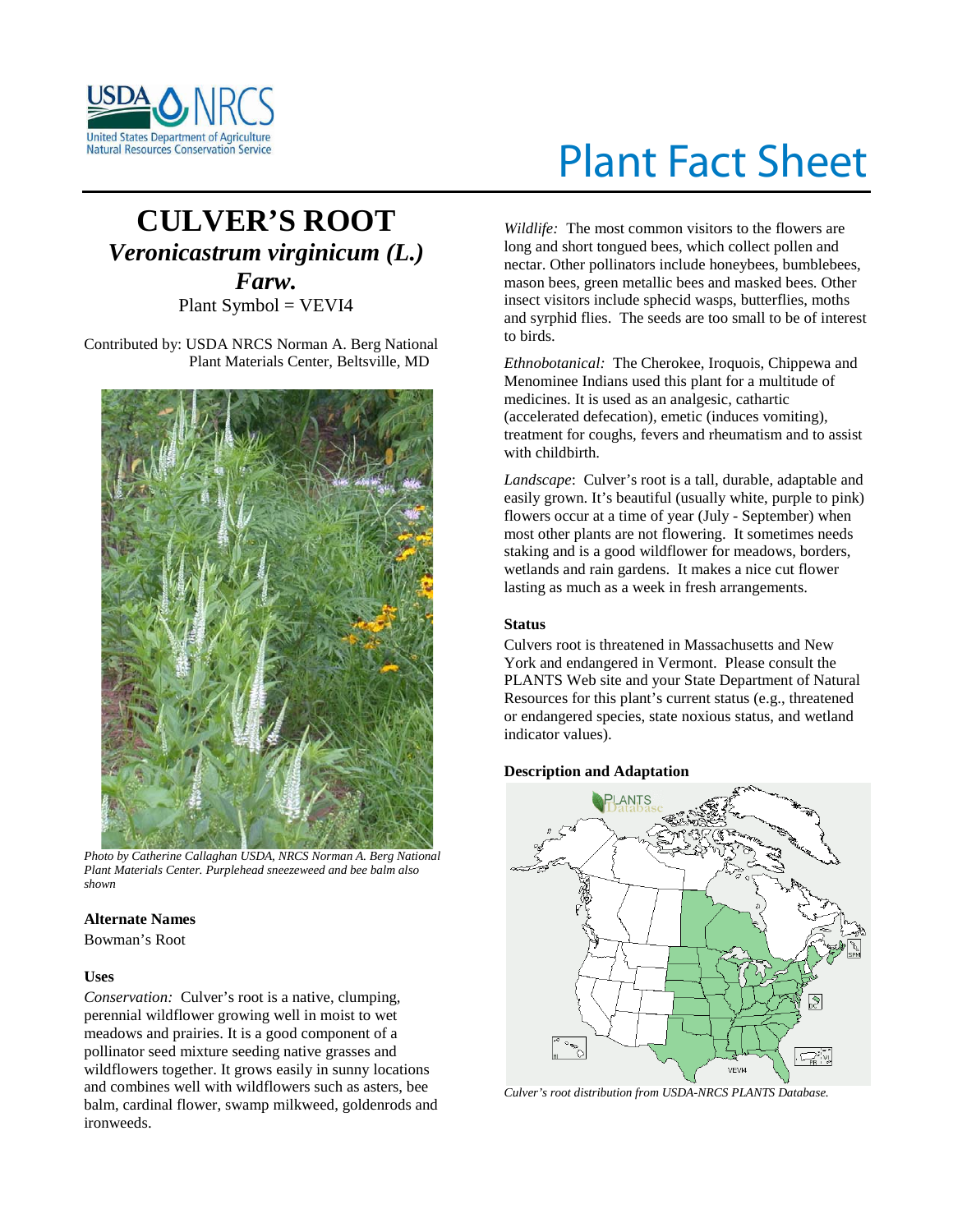# Plant Fact Sheet

## CULVER'S ROOT

### *Veronicastrum virginicum (L.) Farw.*

Plant Symbol = VEVI4

Contributed by: USDA NRCS Norman A. Berg National Plant Materials Center, Beltsville, MD

*Photo by Catherine Callaghan USDA, NRCS Norman A. Berg National Plant Materials Center. Purplehead sneezeweed and bee balm also shown*

### Alternate Names

Bowman's Root

### Uses

*Conservation:* Culver's root is a native, clumping, perennial wildflower growing well in moist to wet meadows and prairies. It is a good component of a pollinator seed mixture seeding native grasses and wildflowers together. It grows easily in sunny locations and combines well with wildflowers such as asters, bee balm, cardinal flower, swamp milkweed, goldenrods and ironweeds.

*Wildlife:* The most common visitors to the flowers are long and short tongued bees, which collect pollen and nectar. Other pollinators include honeybees, bumblebees, mason bees, green metallic bees and masked bees. Other insect visitors include sphecid wasps, butterflies, moths and syrphid flies. The seeds are too small to be of interest to birds.

*Ethnobotanical:* The Cherokee, Iroquois, Chippewa and Menominee Indians used this plant for a multitude of medicines. It is used as an analgesic, cathartic (accelerated defecation), emetic (induces vomiting), treatment for coughs, fevers and rheumatism and to assist with childbirth.

*Landscape*: Culver's root is a tall, durable, adaptable and easily grown. It's beautiful (usually white, purple to pink) flowers occur at a time of year (July - September) when most other plants are not flowering. It sometimes needs staking and is a good wildflower for meadows, borders, wetlands and rain gardens. It makes a nice cut flower lasting as much as a week in fresh arrangements.

### Status

Culvers root is threatened in Massachusetts and New York and endangered in Vermont. Please consult the PLANTS Web site and your State Department of Natural Resources for this plant's current status (e.g., threatened or endangered species, state noxious status, and wetland indicator values).

### Description and Adaptation

*Culver's root distribution from USDA-NRCS PLANTS Database.*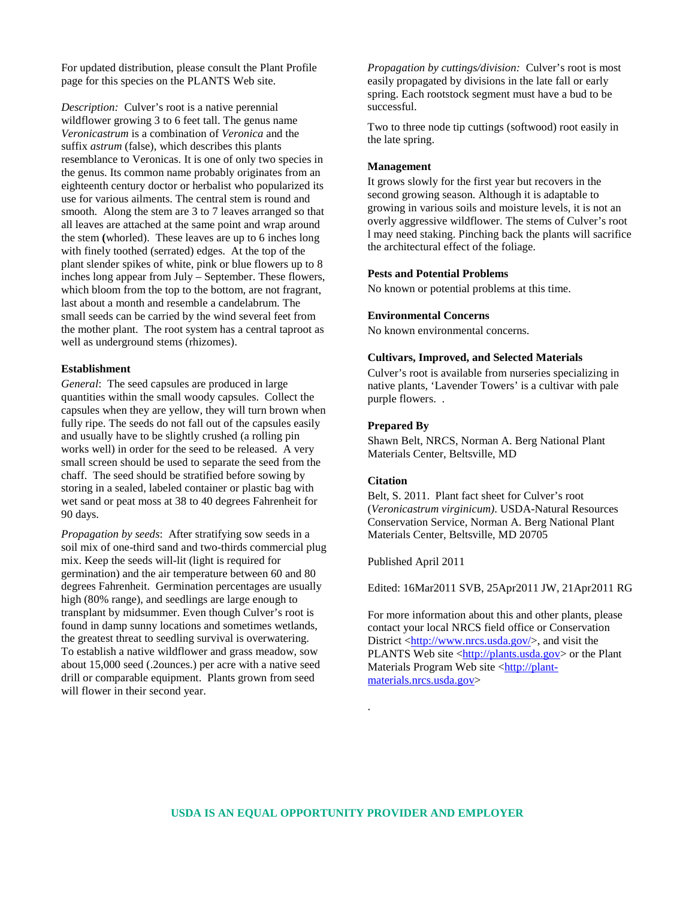For updated distribution, please consult the Plant Profile page for this species on the PLANTS Web site.

*Description:* Culver's root is a native perennial wildflower growing 3 to 6 feet tall. The genus name *Veronicastrum* is a combination of *Veronica* and the suffix *astrum* (false), which describes this plants resemblance to Veronicas. It is one of only two species in the genus. Its common name probably originates from an eighteenth century doctor or herbalist who popularized its use for various ailments. The central stem is round and smooth. Along the stem are 3 to 7 leaves arranged so that all leaves are attached at the same point and wrap around the stem **(**whorled). These leaves are up to 6 inches long with finely toothed (serrated) edges. At the top of the plant slender spikes of white, pink or blue flowers up to 8 inches long appear from July – September. These flowers, which bloom from the top to the bottom, are not fragrant, last about a month and resemble a candelabrum. The small seeds can be carried by the wind several feet from the mother plant. The root system has a central taproot as well as underground stems (rhizomes).

**Establishment**

*General*: The seed capsules are produced in large quantities within the small woody capsules. Collect the capsules when they are yellow, they will turn brown when fully ripe. The seeds do not fall out of the capsules easily and usually have to be slightly crushed (a rolling pin works well) in order for the seed to be released. A very small screen should be used to separate the seed from the chaff. The seed should be stratified before sowing by storing in a sealed, labeled container or plastic bag with wet sand or peat moss at 38 to 40 degrees Fahrenheit for 90 days.

*Propagation by seeds*: After stratifying sow seeds in a soil mix of one-third sand and two-thirds commercial plug mix. Keep the seeds will-lit (light is required for germination) and the air temperature between 60 and 80 degrees Fahrenheit. Germination percentages are usually high (80% range), and seedlings are large enough to transplant by midsummer. Even though Culver's root is found in damp sunny locations and sometimes wetlands, the greatest threat to seedling survival is overwatering. To establish a native wildflower and grass meadow, sow about 15,000 seed (.2ounces.) per acre with a native seed drill or comparable equipment. Plants grown from seed will flower in their second year.

*Propagation by cuttings/division:* Culver's root is most easily propagated by divisions in the late fall or early spring. Each rootstock segment must have a bud to be successful.

Two to three node tip cuttings (softwood) root easily in the late spring.

**Management**

It grows slowly for the first year but recovers in the second growing season. Although it is adaptable to growing in various soils and moisture levels, it is not an overly aggressive wildflower. The stems of Culver's root l may need staking. Pinching back the plants will sacrifice the architectural effect of the foliage.

**Pests and Potential Problems**

No known or potential problems at this time.

**Environmental Concerns**

No known environmental concerns.

**Cultivars, Improved, and Selected Materials**

Culver's root is available from nurseries specializing in native plants, 'Lavender Towers' is a cultivar with pale purple flowers. .

**Prepared By**

Shawn Belt, NRCS, Norman A. Berg National Plant Materials Center, Beltsville, MD

**Citation**

Belt, S. 2011. Plant fact sheet for Culver's root (*Veronicastrum virginicum)*. USDA-Natural Resources Conservation Service, Norman A. Berg National Plant Materials Center, Beltsville, MD 20705

Published April 2011

Edited: 16Mar2011 SVB, 25Apr2011 JW, 21Apr2011 RG

For more information about this and other plants, please contact your local NRCS field office or Conservation District <http://www.nrcs.usda.gov/>, and visit the PLANTS Web site <http://plants.usda.gov> or the Plant Materials Program Web site <http://plant-materials.nrcs.usda.gov>

.

**USDA IS AN EQUAL OPPORTUNITY PROVIDER AND EMPLOYER**